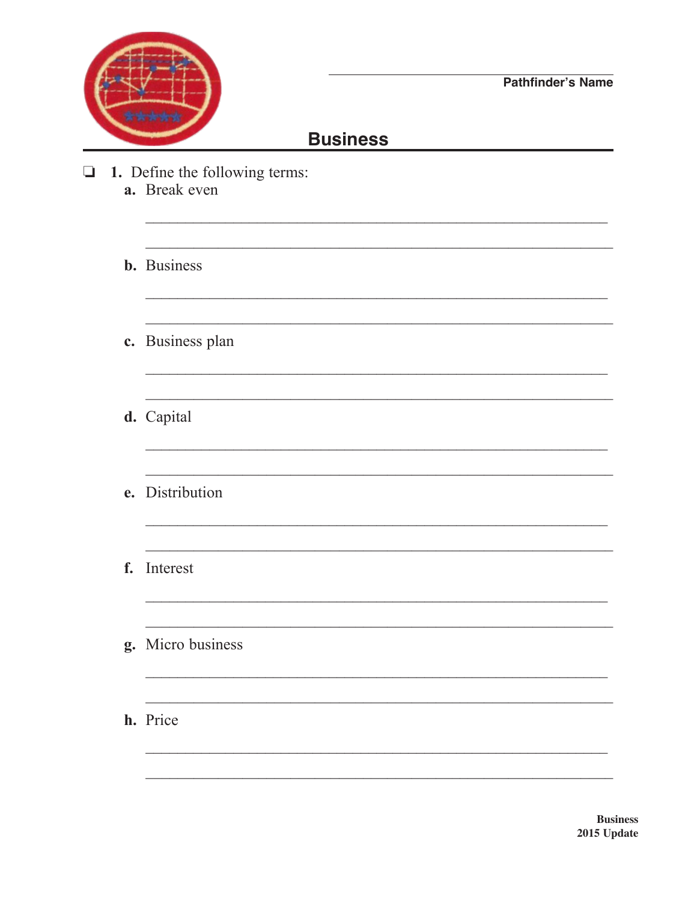Pathfinder's Name

# Business

❏ 1. Define the following terms:

a. Break even

______________________________________________________________

______________________________________________________________

b. Business

______________________________________________________________

______________________________________________________________

c. Business plan

______________________________________________________________

______________________________________________________________

d. Capital

______________________________________________________________

______________________________________________________________

e. Distribution

______________________________________________________________

______________________________________________________________

f. Interest

______________________________________________________________

______________________________________________________________

g. Micro business

______________________________________________________________

______________________________________________________________

h. Price

______________________________________________________________

______________________________________________________________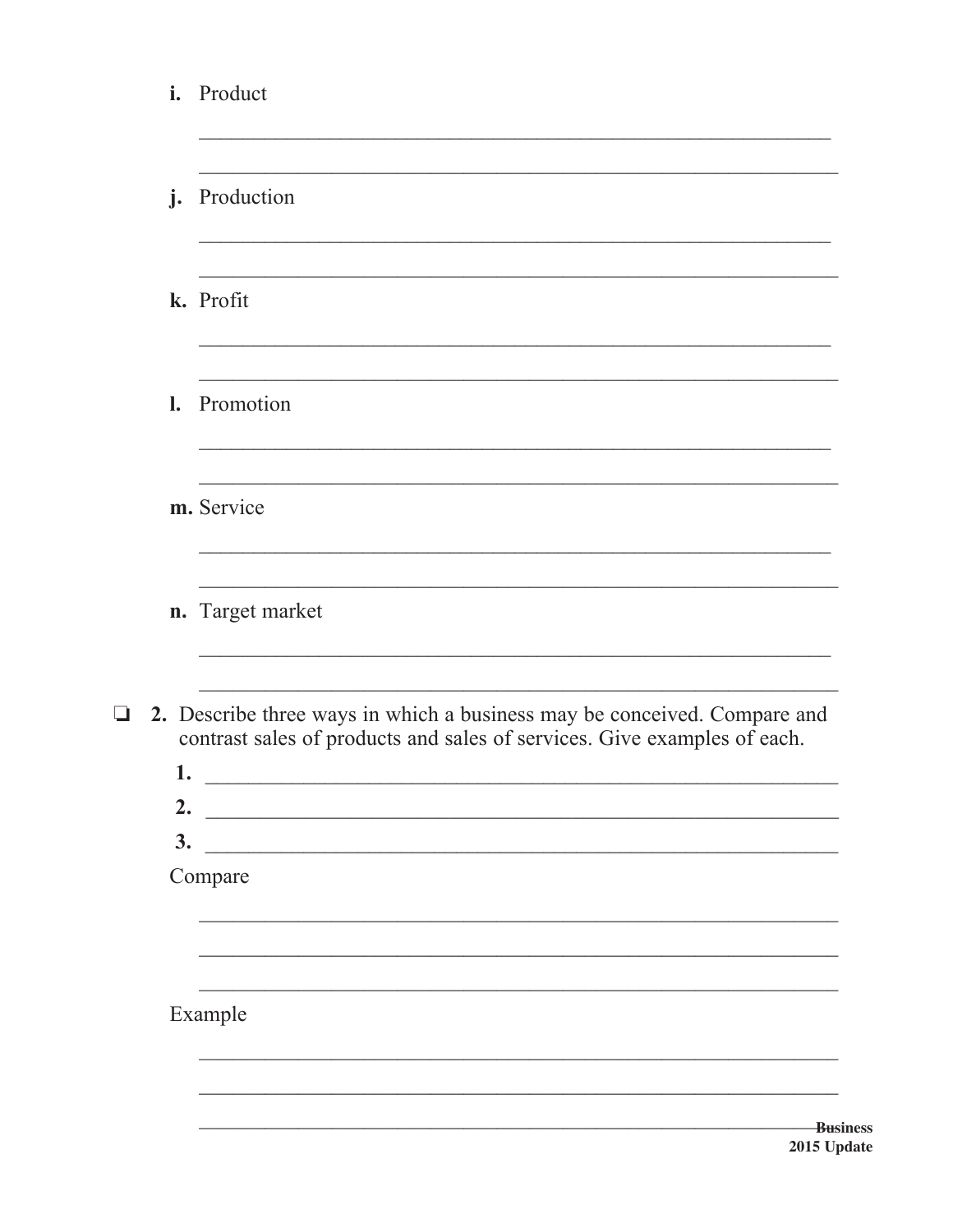i. Product

_______________________________________________________________

_______________________________________________________________

j. Production

_______________________________________________________________

_______________________________________________________________

k. Profit

_______________________________________________________________

_______________________________________________________________

l. Promotion

_______________________________________________________________

_______________________________________________________________

m. Service

_______________________________________________________________

_______________________________________________________________

n. Target market

_______________________________________________________________

_______________________________________________________________

❑ **2.** Describe three ways in which a business may be conceived. Compare and contrast sales of products and sales of services. Give examples of each.

**1.** _______________________________________________________________

**2.** _______________________________________________________________

**3.** _______________________________________________________________

Compare

_______________________________________________________________

_______________________________________________________________

_______________________________________________________________

Example

_______________________________________________________________

_______________________________________________________________

_______________________________________________________________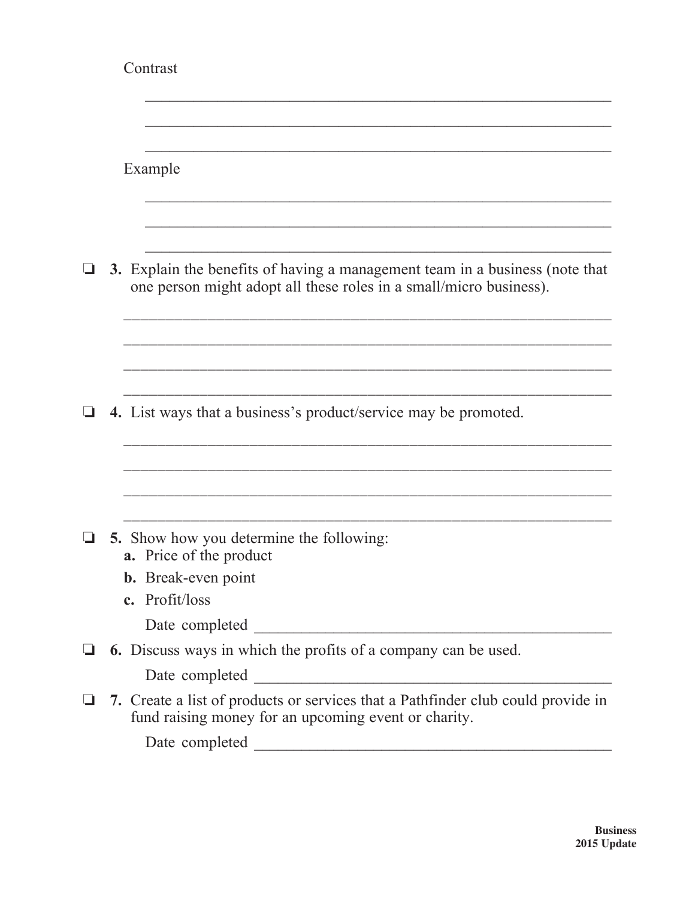Contrast

_______________________________________________________________

_______________________________________________________________

_______________________________________________________________

Example

_______________________________________________________________

_______________________________________________________________

_______________________________________________________________

❏ **3.** Explain the benefits of having a management team in a business (note that one person might adopt all these roles in a small/micro business).

_______________________________________________________________

_______________________________________________________________

_______________________________________________________________

_______________________________________________________________

❏ **4.** List ways that a business's product/service may be promoted.

_______________________________________________________________

_______________________________________________________________

_______________________________________________________________

_______________________________________________________________

❏ **5.** Show how you determine the following:

- **a.** Price of the product
- **b.** Break-even point
- **c.** Profit/loss

Date completed _______________________________________

❏ **6.** Discuss ways in which the profits of a company can be used.

Date completed _______________________________________

❏ **7.** Create a list of products or services that a Pathfinder club could provide in fund raising money for an upcoming event or charity.

Date completed _______________________________________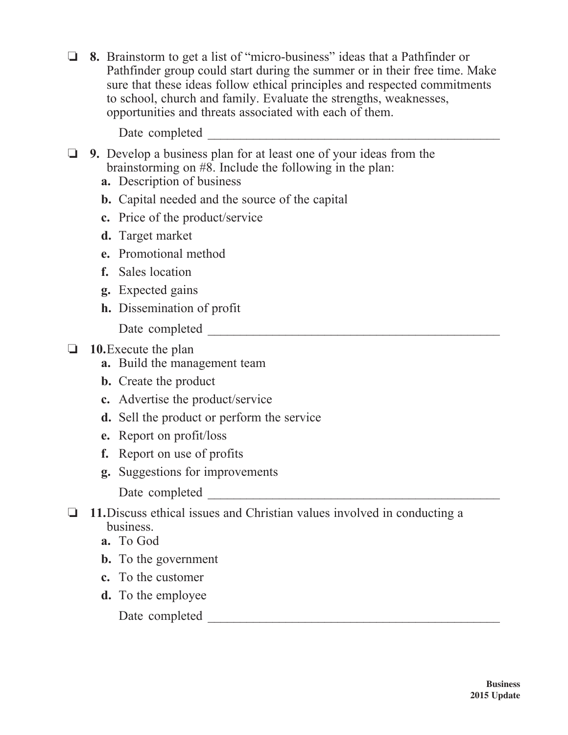- ❏ **8.** Brainstorm to get a list of "micro-business" ideas that a Pathfinder or Pathfinder group could start during the summer or in their free time. Make sure that these ideas follow ethical principles and respected commitments to school, church and family. Evaluate the strengths, weaknesses, opportunities and threats associated with each of them.

  Date completed ______________________________________________

- ❏ **9.** Develop a business plan for at least one of your ideas from the brainstorming on #8. Include the following in the plan:
  - **a.** Description of business
  - **b.** Capital needed and the source of the capital
  - **c.** Price of the product/service
  - **d.** Target market
  - **e.** Promotional method
  - **f.** Sales location
  - **g.** Expected gains
  - **h.** Dissemination of profit

  Date completed ______________________________________________

- ❏ **10.** Execute the plan
  - **a.** Build the management team
  - **b.** Create the product
  - **c.** Advertise the product/service
  - **d.** Sell the product or perform the service
  - **e.** Report on profit/loss
  - **f.** Report on use of profits
  - **g.** Suggestions for improvements

  Date completed ______________________________________________

- ❏ **11.** Discuss ethical issues and Christian values involved in conducting a business.
  - **a.** To God
  - **b.** To the government
  - **c.** To the customer
  - **d.** To the employee

  Date completed ______________________________________________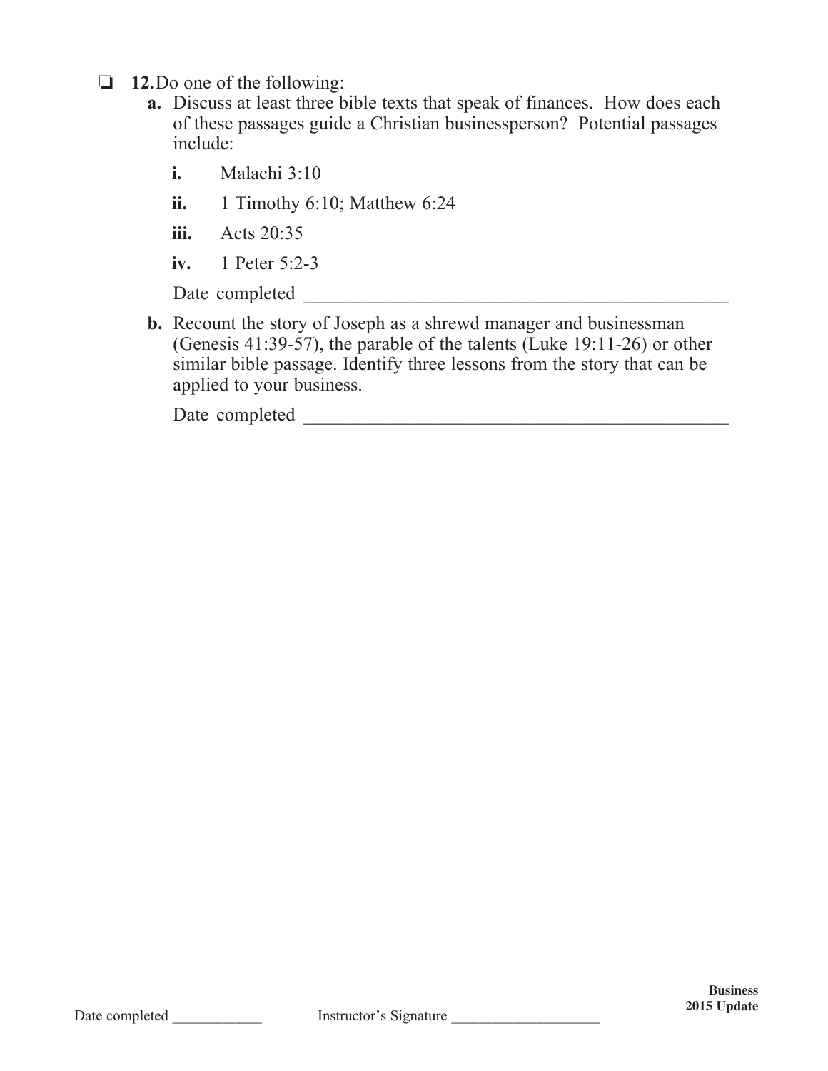❏ **12.** Do one of the following:

**a.** Discuss at least three bible texts that speak of finances. How does each of these passages guide a Christian businessperson? Potential passages include:

**i.** Malachi 3:10

**ii.** 1 Timothy 6:10; Matthew 6:24

**iii.** Acts 20:35

**iv.** 1 Peter 5:2-3

Date completed ______________________________________________

**b.** Recount the story of Joseph as a shrewd manager and businessman (Genesis 41:39-57), the parable of the talents (Luke 19:11-26) or other similar bible passage. Identify three lessons from the story that can be applied to your business.

Date completed ______________________________________________

Date completed ____________ Instructor's Signature ___________________